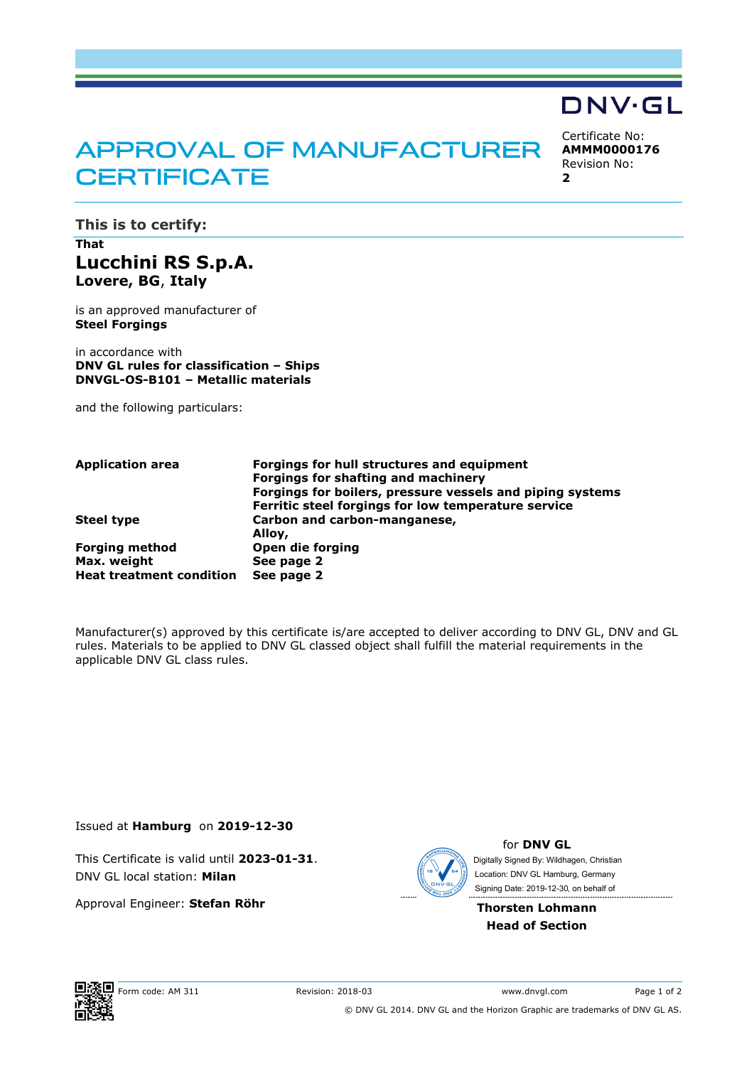DNV·GL

# APPROVAL OF MANUFACTURER CERTIFICATE

Certificate No:
**AMMM0000176**
Revision No:
**2**

## This is to certify:

**That**

## Lucchini RS S.p.A.

**Lovere, BG**, **Italy**

is an approved manufacturer of
**Steel Forgings**

in accordance with
**DNV GL rules for classification – Ships**
**DNVGL-OS-B101 – Metallic materials**

and the following particulars:

| | |
|---|---|
| **Application area** | **Forgings for hull structures and equipment**<br>**Forgings for shafting and machinery**<br>**Forgings for boilers, pressure vessels and piping systems**<br>**Ferritic steel forgings for low temperature service** |
| **Steel type** | **Carbon and carbon-manganese,**<br>**Alloy,** |
| **Forging method** | **Open die forging** |
| **Max. weight** | **See page 2** |
| **Heat treatment condition** | **See page 2** |

Manufacturer(s) approved by this certificate is/are accepted to deliver according to DNV GL, DNV and GL rules. Materials to be applied to DNV GL classed object shall fulfill the material requirements in the applicable DNV GL class rules.

Issued at **Hamburg** on **2019-12-30**

This Certificate is valid until **2023-01-31**.
DNV GL local station: **Milan**

Approval Engineer: **Stefan Röhr**

for **DNV GL**
Digitally Signed By: Wildhagen, Christian
Location: DNV GL Hamburg, Germany
Signing Date: 2019-12-30, on behalf of

**Thorsten Lohmann**
**Head of Section**

Form code: AM 311 Revision: 2018-03 www.dnvgl.com

© DNV GL 2014. DNV GL and the Horizon Graphic are trademarks of DNV GL AS.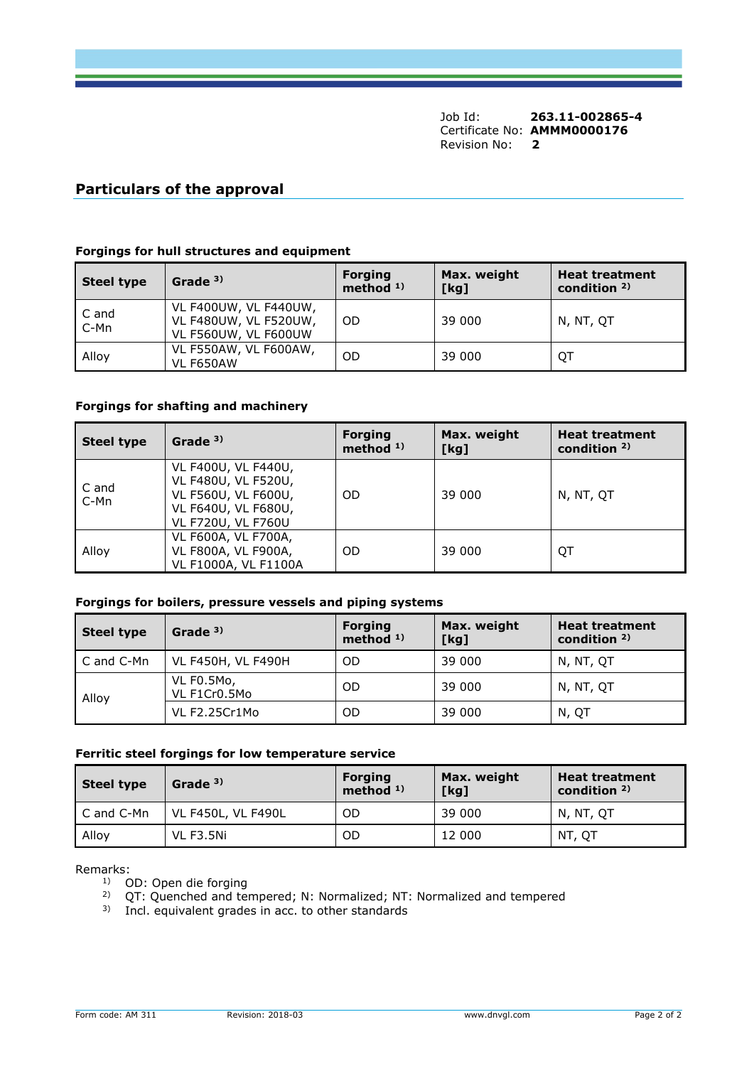Job Id: **263.11-002865-4**
Certificate No: **AMMM0000176**
Revision No: **2**

## Particulars of the approval

### Forgings for hull structures and equipment

| Steel type | Grade [3] | Forging method [1] | Max. weight [kg] | Heat treatment condition [2] |
|---|---|---|---|---|
| C and C-Mn | VL F400UW, VL F440UW, VL F480UW, VL F520UW, VL F560UW, VL F600UW | OD | 39 000 | N, NT, QT |
| Alloy | VL F550AW, VL F600AW, VL F650AW | OD | 39 000 | QT |

### Forgings for shafting and machinery

| Steel type | Grade [3] | Forging method [1] | Max. weight [kg] | Heat treatment condition [2] |
|---|---|---|---|---|
| C and C-Mn | VL F400U, VL F440U, VL F480U, VL F520U, VL F560U, VL F600U, VL F640U, VL F680U, VL F720U, VL F760U | OD | 39 000 | N, NT, QT |
| Alloy | VL F600A, VL F700A, VL F800A, VL F900A, VL F1000A, VL F1100A | OD | 39 000 | QT |

### Forgings for boilers, pressure vessels and piping systems

| Steel type | Grade [3] | Forging method [1] | Max. weight [kg] | Heat treatment condition [2] |
|---|---|---|---|---|
| C and C-Mn | VL F450H, VL F490H | OD | 39 000 | N, NT, QT |
| Alloy | VL F0.5Mo, VL F1Cr0.5Mo | OD | 39 000 | N, NT, QT |
| | VL F2.25Cr1Mo | OD | 39 000 | N, QT |

### Ferritic steel forgings for low temperature service

| Steel type | Grade [3] | Forging method [1] | Max. weight [kg] | Heat treatment condition [2] |
|---|---|---|---|---|
| C and C-Mn | VL F450L, VL F490L | OD | 39 000 | N, NT, QT |
| Alloy | VL F3.5Ni | OD | 12 000 | NT, QT |

Remarks:
[1] OD: Open die forging
[2] QT: Quenched and tempered; N: Normalized; NT: Normalized and tempered
[3] Incl. equivalent grades in acc. to other standards